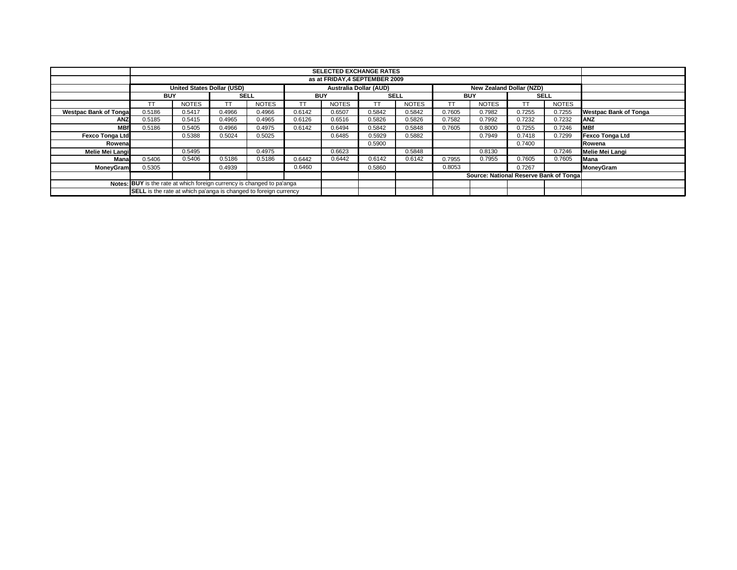| | SELECTED EXCHANGE RATES | | | | | | | | | | | | |
|---|---|---|---|---|---|---|---|---|---|---|---|---|---|
| | as at FRIDAY,4 SEPTEMBER 2009 | | | | | | | | | | | | |
| | United States Dollar (USD) | | | | Australia Dollar (AUD) | | | | New Zealand Dollar (NZD) | | | | |
| | BUY | | SELL | | BUY | | SELL | | BUY | | SELL | | |
| | TT | NOTES | TT | NOTES | TT | NOTES | TT | NOTES | TT | NOTES | TT | NOTES | |
| Westpac Bank of Tonga | 0.5186 | 0.5417 | 0.4966 | 0.4966 | 0.6142 | 0.6507 | 0.5842 | 0.5842 | 0.7605 | 0.7982 | 0.7255 | 0.7255 | Westpac Bank of Tonga |
| ANZ | 0.5185 | 0.5415 | 0.4965 | 0.4965 | 0.6126 | 0.6516 | 0.5826 | 0.5826 | 0.7582 | 0.7992 | 0.7232 | 0.7232 | ANZ |
| MBf | 0.5186 | 0.5405 | 0.4966 | 0.4975 | 0.6142 | 0.6494 | 0.5842 | 0.5848 | 0.7605 | 0.8000 | 0.7255 | 0.7246 | MBf |
| Fexco Tonga Ltd | | 0.5388 | 0.5024 | 0.5025 | | 0.6485 | 0.5929 | 0.5882 | | 0.7949 | 0.7418 | 0.7299 | Fexco Tonga Ltd |
| Rowena | | | | | | | 0.5900 | | | | 0.7400 | | Rowena |
| Melie Mei Langi | | 0.5495 | | 0.4975 | | 0.6623 | | 0.5848 | | 0.8130 | | 0.7246 | Melie Mei Langi |
| Mana | 0.5406 | 0.5406 | 0.5186 | 0.5186 | 0.6442 | 0.6442 | 0.6142 | 0.6142 | 0.7955 | 0.7955 | 0.7605 | 0.7605 | Mana |
| MoneyGram | 0.5305 | | 0.4939 | | 0.6460 | | 0.5860 | | 0.8053 | | 0.7267 | | MoneyGram |
| | | | | | | | | | Source: National Reserve Bank of Tonga | | | | |
| Notes: | **BUY** is the rate at which foreign currency is changed to pa'anga | | | | | | | | | | | | |
| | **SELL** is the rate at which pa'anga is changed to foreign currency | | | | | | | | | | | | |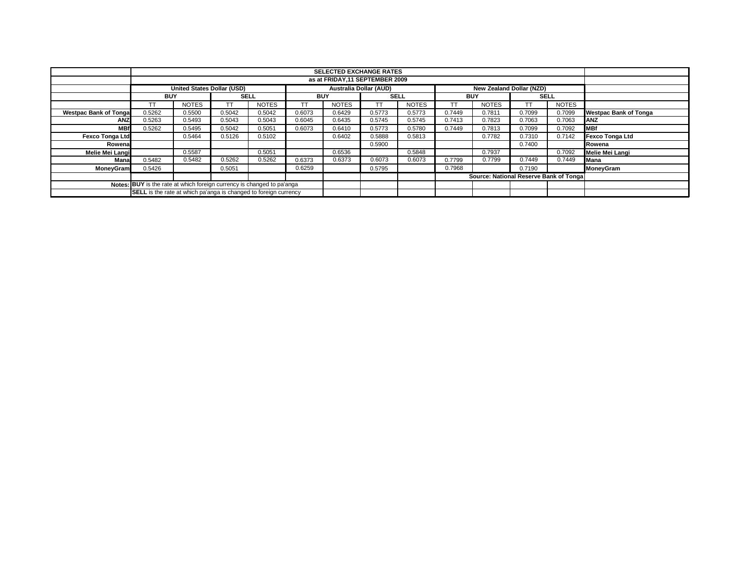| | SELECTED EXCHANGE RATES | | | | | | | | | | | | |
|---|---|---|---|---|---|---|---|---|---|---|---|---|---|
| | as at FRIDAY,11 SEPTEMBER 2009 | | | | | | | | | | | | |
| | United States Dollar (USD) | | | | Australia Dollar (AUD) | | | | New Zealand Dollar (NZD) | | | | |
| | BUY | | SELL | | BUY | | SELL | | BUY | | SELL | | |
| | TT | NOTES | TT | NOTES | TT | NOTES | TT | NOTES | TT | NOTES | TT | NOTES | |
| **Westpac Bank of Tonga** | 0.5262 | 0.5500 | 0.5042 | 0.5042 | 0.6073 | 0.6429 | 0.5773 | 0.5773 | 0.7449 | 0.7811 | 0.7099 | 0.7099 | **Westpac Bank of Tonga** |
| **ANZ** | 0.5263 | 0.5493 | 0.5043 | 0.5043 | 0.6045 | 0.6435 | 0.5745 | 0.5745 | 0.7413 | 0.7823 | 0.7063 | 0.7063 | **ANZ** |
| **MBf** | 0.5262 | 0.5495 | 0.5042 | 0.5051 | 0.6073 | 0.6410 | 0.5773 | 0.5780 | 0.7449 | 0.7813 | 0.7099 | 0.7092 | **MBf** |
| **Fexco Tonga Ltd** | | 0.5464 | 0.5126 | 0.5102 | | 0.6402 | 0.5888 | 0.5813 | | 0.7782 | 0.7310 | 0.7142 | **Fexco Tonga Ltd** |
| **Rowena** | | | | | | | 0.5900 | | | | 0.7400 | | **Rowena** |
| **Melie Mei Langi** | | 0.5587 | | 0.5051 | | 0.6536 | | 0.5848 | | 0.7937 | | 0.7092 | **Melie Mei Langi** |
| **Mana** | 0.5482 | 0.5482 | 0.5262 | 0.5262 | 0.6373 | 0.6373 | 0.6073 | 0.6073 | 0.7799 | 0.7799 | 0.7449 | 0.7449 | **Mana** |
| **MoneyGram** | 0.5426 | | 0.5051 | | 0.6259 | | 0.5795 | | 0.7968 | | 0.7190 | | **MoneyGram** |
| | | | | | | | | | **Source: National Reserve Bank of Tonga** | | | | |
| **Notes:** | **BUY** is the rate at which foreign currency is changed to pa'anga | | | | | | | | | | | | |
| | **SELL** is the rate at which pa'anga is changed to foreign currency | | | | | | | | | | | | |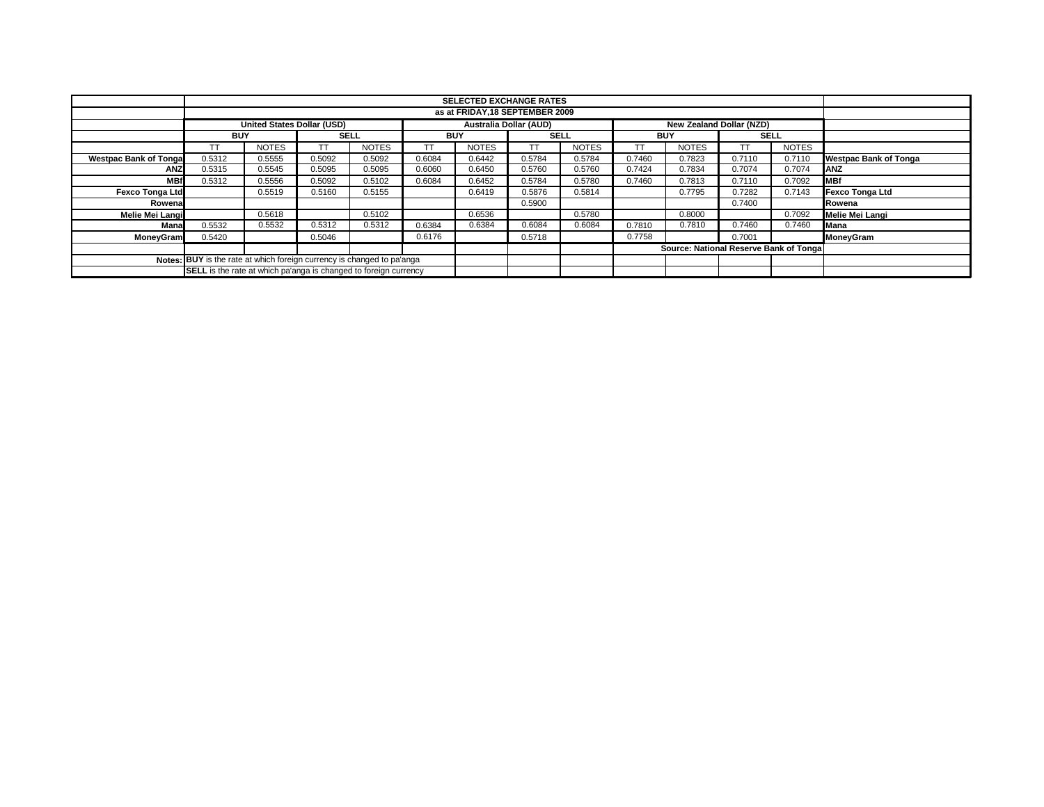| | SELECTED EXCHANGE RATES | | | | | | | | | | | | |
|---|---|---|---|---|---|---|---|---|---|---|---|---|---|
| | as at FRIDAY,18 SEPTEMBER 2009 | | | | | | | | | | | | |
| | United States Dollar (USD) | | | | Australia Dollar (AUD) | | | | New Zealand Dollar (NZD) | | | | |
| | BUY | | SELL | | BUY | | SELL | | BUY | | SELL | | |
| | TT | NOTES | TT | NOTES | TT | NOTES | TT | NOTES | TT | NOTES | TT | NOTES | |
| Westpac Bank of Tonga | 0.5312 | 0.5555 | 0.5092 | 0.5092 | 0.6084 | 0.6442 | 0.5784 | 0.5784 | 0.7460 | 0.7823 | 0.7110 | 0.7110 | Westpac Bank of Tonga |
| ANZ | 0.5315 | 0.5545 | 0.5095 | 0.5095 | 0.6060 | 0.6450 | 0.5760 | 0.5760 | 0.7424 | 0.7834 | 0.7074 | 0.7074 | ANZ |
| MBf | 0.5312 | 0.5556 | 0.5092 | 0.5102 | 0.6084 | 0.6452 | 0.5784 | 0.5780 | 0.7460 | 0.7813 | 0.7110 | 0.7092 | MBf |
| Fexco Tonga Ltd | | 0.5519 | 0.5160 | 0.5155 | | 0.6419 | 0.5876 | 0.5814 | | 0.7795 | 0.7282 | 0.7143 | Fexco Tonga Ltd |
| Rowena | | | | | | | 0.5900 | | | | 0.7400 | | Rowena |
| Melie Mei Langi | | 0.5618 | | 0.5102 | | 0.6536 | | 0.5780 | | 0.8000 | | 0.7092 | Melie Mei Langi |
| Mana | 0.5532 | 0.5532 | 0.5312 | 0.5312 | 0.6384 | 0.6384 | 0.6084 | 0.6084 | 0.7810 | 0.7810 | 0.7460 | 0.7460 | Mana |
| MoneyGram | 0.5420 | | 0.5046 | | 0.6176 | | 0.5718 | | 0.7758 | | 0.7001 | | MoneyGram |
| | | | | | | | | | Source: National Reserve Bank of Tonga | | | | |
| Notes: | **BUY** is the rate at which foreign currency is changed to pa'anga | | | | | | | | | | | | |
| | **SELL** is the rate at which pa'anga is changed to foreign currency | | | | | | | | | | | | |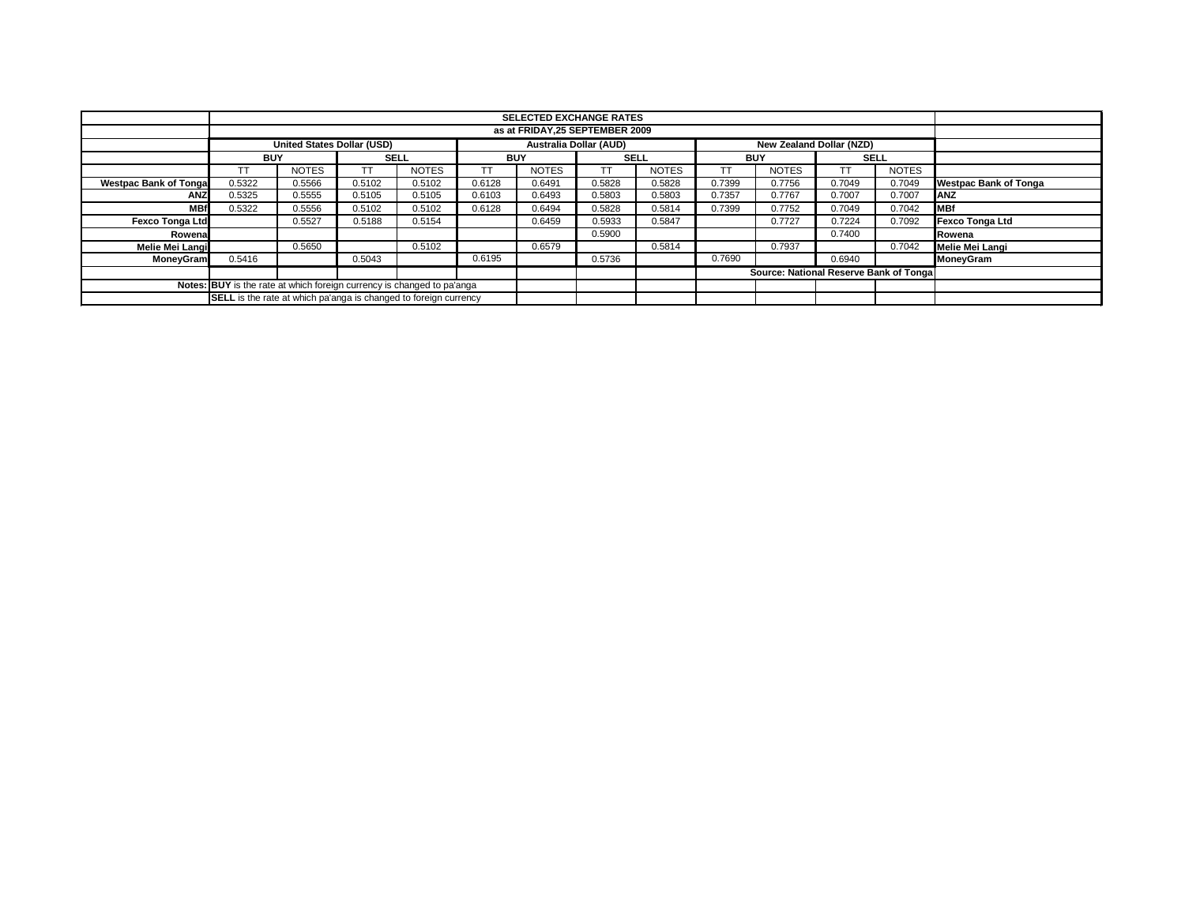| | SELECTED EXCHANGE RATES | | | | | | | | | | | | |
|---|---|---|---|---|---|---|---|---|---|---|---|---|---|
| | as at FRIDAY,25 SEPTEMBER 2009 | | | | | | | | | | | | |
| | United States Dollar (USD) | | | | Australia Dollar (AUD) | | | | New Zealand Dollar (NZD) | | | | |
| | BUY | | SELL | | BUY | | SELL | | BUY | | SELL | | |
| | TT | NOTES | TT | NOTES | TT | NOTES | TT | NOTES | TT | NOTES | TT | NOTES | |
| **Westpac Bank of Tonga** | 0.5322 | 0.5566 | 0.5102 | 0.5102 | 0.6128 | 0.6491 | 0.5828 | 0.5828 | 0.7399 | 0.7756 | 0.7049 | 0.7049 | **Westpac Bank of Tonga** |
| **ANZ** | 0.5325 | 0.5555 | 0.5105 | 0.5105 | 0.6103 | 0.6493 | 0.5803 | 0.5803 | 0.7357 | 0.7767 | 0.7007 | 0.7007 | **ANZ** |
| **MBf** | 0.5322 | 0.5556 | 0.5102 | 0.5102 | 0.6128 | 0.6494 | 0.5828 | 0.5814 | 0.7399 | 0.7752 | 0.7049 | 0.7042 | **MBf** |
| **Fexco Tonga Ltd** | | 0.5527 | 0.5188 | 0.5154 | | 0.6459 | 0.5933 | 0.5847 | | 0.7727 | 0.7224 | 0.7092 | **Fexco Tonga Ltd** |
| **Rowena** | | | | | | | 0.5900 | | | | 0.7400 | | **Rowena** |
| **Melie Mei Langi** | | 0.5650 | | 0.5102 | | 0.6579 | | 0.5814 | | 0.7937 | | 0.7042 | **Melie Mei Langi** |
| **MoneyGram** | 0.5416 | | 0.5043 | | 0.6195 | | 0.5736 | | 0.7690 | | 0.6940 | | **MoneyGram** |
| | | | | | | | | | **Source: National Reserve Bank of Tonga** | | | | |
| **Notes:** | **BUY** is the rate at which foreign currency is changed to pa'anga | | | | | | | | | | | | |
| | **SELL** is the rate at which pa'anga is changed to foreign currency | | | | | | | | | | | | |